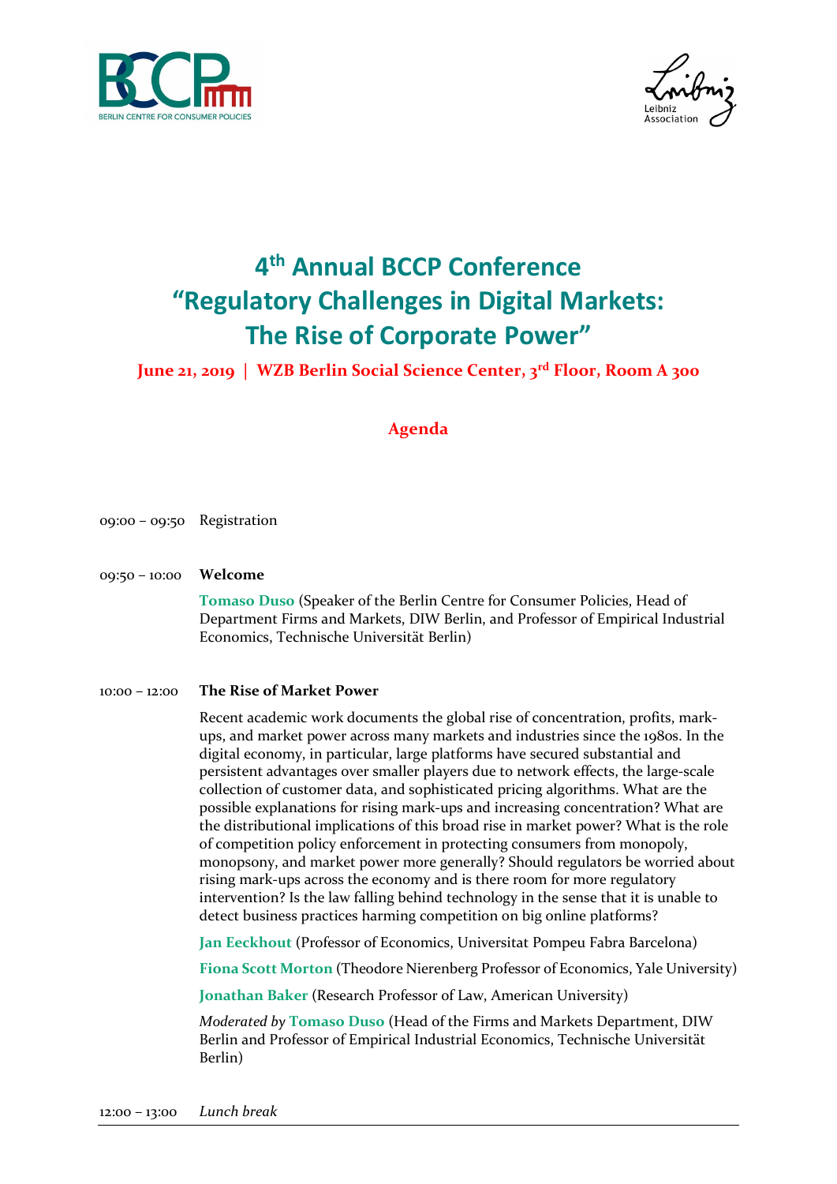# 4th Annual BCCP Conference "Regulatory Challenges in Digital Markets: The Rise of Corporate Power"

**June 21, 2019 | WZB Berlin Social Science Center, 3rd Floor, Room A 300**

## Agenda

09:00 – 09:50 Registration

09:50 – 10:00 **Welcome**

**Tomaso Duso** (Speaker of the Berlin Centre for Consumer Policies, Head of Department Firms and Markets, DIW Berlin, and Professor of Empirical Industrial Economics, Technische Universität Berlin)

10:00 – 12:00 **The Rise of Market Power**

Recent academic work documents the global rise of concentration, profits, mark-ups, and market power across many markets and industries since the 1980s. In the digital economy, in particular, large platforms have secured substantial and persistent advantages over smaller players due to network effects, the large-scale collection of customer data, and sophisticated pricing algorithms. What are the possible explanations for rising mark-ups and increasing concentration? What are the distributional implications of this broad rise in market power? What is the role of competition policy enforcement in protecting consumers from monopoly, monopsony, and market power more generally? Should regulators be worried about rising mark-ups across the economy and is there room for more regulatory intervention? Is the law falling behind technology in the sense that it is unable to detect business practices harming competition on big online platforms?

**Jan Eeckhout** (Professor of Economics, Universitat Pompeu Fabra Barcelona)

**Fiona Scott Morton** (Theodore Nierenberg Professor of Economics, Yale University)

**Jonathan Baker** (Research Professor of Law, American University)

*Moderated by* **Tomaso Duso** (Head of the Firms and Markets Department, DIW Berlin and Professor of Empirical Industrial Economics, Technische Universität Berlin)

12:00 – 13:00 *Lunch break*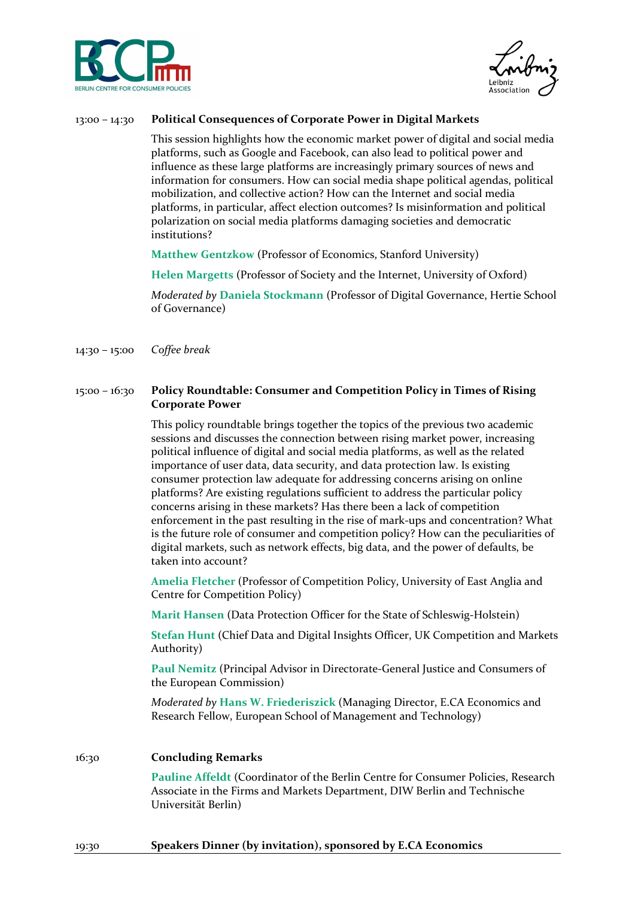13:00 – 14:30 **Political Consequences of Corporate Power in Digital Markets**

This session highlights how the economic market power of digital and social media platforms, such as Google and Facebook, can also lead to political power and influence as these large platforms are increasingly primary sources of news and information for consumers. How can social media shape political agendas, political mobilization, and collective action? How can the Internet and social media platforms, in particular, affect election outcomes? Is misinformation and political polarization on social media platforms damaging societies and democratic institutions?

**Matthew Gentzkow** (Professor of Economics, Stanford University)

**Helen Margetts** (Professor of Society and the Internet, University of Oxford)

*Moderated by* **Daniela Stockmann** (Professor of Digital Governance, Hertie School of Governance)

14:30 – 15:00 *Coffee break*

15:00 – 16:30 **Policy Roundtable: Consumer and Competition Policy in Times of Rising Corporate Power**

This policy roundtable brings together the topics of the previous two academic sessions and discusses the connection between rising market power, increasing political influence of digital and social media platforms, as well as the related importance of user data, data security, and data protection law. Is existing consumer protection law adequate for addressing concerns arising on online platforms? Are existing regulations sufficient to address the particular policy concerns arising in these markets? Has there been a lack of competition enforcement in the past resulting in the rise of mark-ups and concentration? What is the future role of consumer and competition policy? How can the peculiarities of digital markets, such as network effects, big data, and the power of defaults, be taken into account?

**Amelia Fletcher** (Professor of Competition Policy, University of East Anglia and Centre for Competition Policy)

**Marit Hansen** (Data Protection Officer for the State of Schleswig-Holstein)

**Stefan Hunt** (Chief Data and Digital Insights Officer, UK Competition and Markets Authority)

**Paul Nemitz** (Principal Advisor in Directorate-General Justice and Consumers of the European Commission)

*Moderated by* **Hans W. Friederiszick** (Managing Director, E.CA Economics and Research Fellow, European School of Management and Technology)

16:30 **Concluding Remarks**

**Pauline Affeldt** (Coordinator of the Berlin Centre for Consumer Policies, Research Associate in the Firms and Markets Department, DIW Berlin and Technische Universität Berlin)

19:30 **Speakers Dinner (by invitation), sponsored by E.CA Economics**